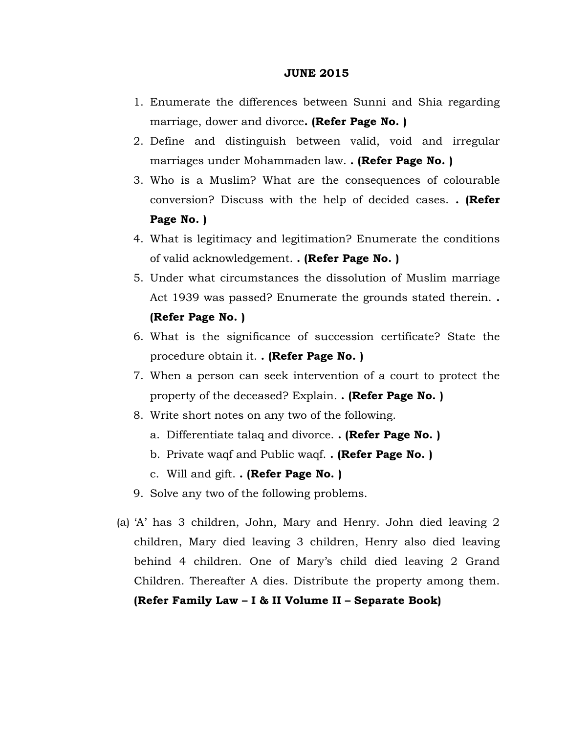# JUNE 2015

1. Enumerate the differences between Sunni and Shia regarding marriage, dower and divorce**. (Refer Page No. )**
2. Define and distinguish between valid, void and irregular marriages under Mohammaden law. **. (Refer Page No. )**
3. Who is a Muslim? What are the consequences of colourable conversion? Discuss with the help of decided cases. **. (Refer Page No. )**
4. What is legitimacy and legitimation? Enumerate the conditions of valid acknowledgement. **. (Refer Page No. )**
5. Under what circumstances the dissolution of Muslim marriage Act 1939 was passed? Enumerate the grounds stated therein. **. (Refer Page No. )**
6. What is the significance of succession certificate? State the procedure obtain it. **. (Refer Page No. )**
7. When a person can seek intervention of a court to protect the property of the deceased? Explain. **. (Refer Page No. )**
8. Write short notes on any two of the following.
   a. Differentiate talaq and divorce. **. (Refer Page No. )**
   b. Private waqf and Public waqf. **. (Refer Page No. )**
   c. Will and gift. **. (Refer Page No. )**
9. Solve any two of the following problems.

(a) 'A' has 3 children, John, Mary and Henry. John died leaving 2 children, Mary died leaving 3 children, Henry also died leaving behind 4 children. One of Mary's child died leaving 2 Grand Children. Thereafter A dies. Distribute the property among them. **(Refer Family Law – I & II Volume II – Separate Book)**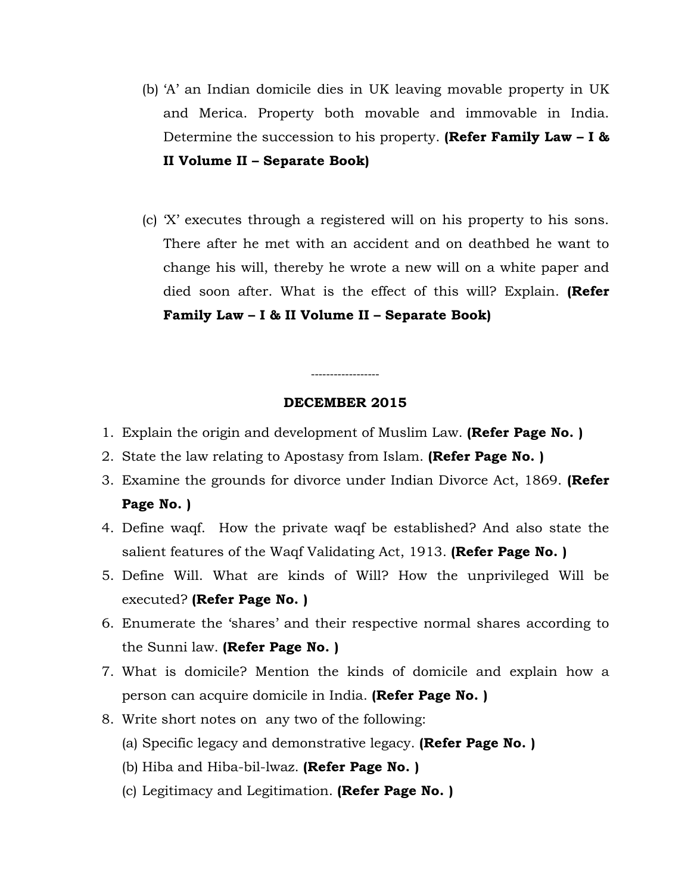(b) 'A' an Indian domicile dies in UK leaving movable property in UK and Merica. Property both movable and immovable in India. Determine the succession to his property. **(Refer Family Law – I & II Volume II – Separate Book)**

(c) 'X' executes through a registered will on his property to his sons. There after he met with an accident and on deathbed he want to change his will, thereby he wrote a new will on a white paper and died soon after. What is the effect of this will? Explain. **(Refer Family Law – I & II Volume II – Separate Book)**

------------------

**DECEMBER 2015**

1. Explain the origin and development of Muslim Law. **(Refer Page No. )**
2. State the law relating to Apostasy from Islam. **(Refer Page No. )**
3. Examine the grounds for divorce under Indian Divorce Act, 1869. **(Refer Page No. )**
4. Define waqf. How the private waqf be established? And also state the salient features of the Waqf Validating Act, 1913. **(Refer Page No. )**
5. Define Will. What are kinds of Will? How the unprivileged Will be executed? **(Refer Page No. )**
6. Enumerate the 'shares' and their respective normal shares according to the Sunni law. **(Refer Page No. )**
7. What is domicile? Mention the kinds of domicile and explain how a person can acquire domicile in India. **(Refer Page No. )**
8. Write short notes on any two of the following:
   (a) Specific legacy and demonstrative legacy. **(Refer Page No. )**
   (b) Hiba and Hiba-bil-lwaz. **(Refer Page No. )**
   (c) Legitimacy and Legitimation. **(Refer Page No. )**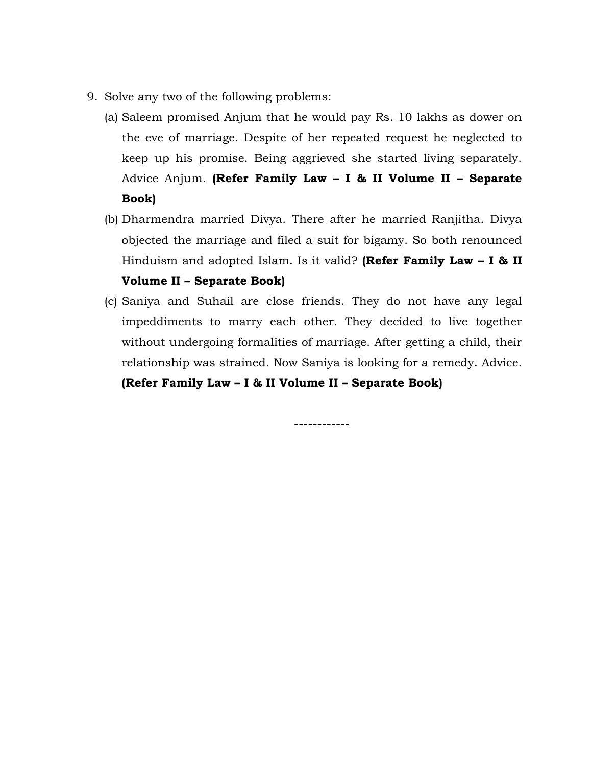9. Solve any two of the following problems:

   (a) Saleem promised Anjum that he would pay Rs. 10 lakhs as dower on the eve of marriage. Despite of her repeated request he neglected to keep up his promise. Being aggrieved she started living separately. Advice Anjum. **(Refer Family Law – I & II Volume II – Separate Book)**

   (b) Dharmendra married Divya. There after he married Ranjitha. Divya objected the marriage and filed a suit for bigamy. So both renounced Hinduism and adopted Islam. Is it valid? **(Refer Family Law – I & II Volume II – Separate Book)**

   (c) Saniya and Suhail are close friends. They do not have any legal impeddiments to marry each other. They decided to live together without undergoing formalities of marriage. After getting a child, their relationship was strained. Now Saniya is looking for a remedy. Advice. **(Refer Family Law – I & II Volume II – Separate Book)**

------------